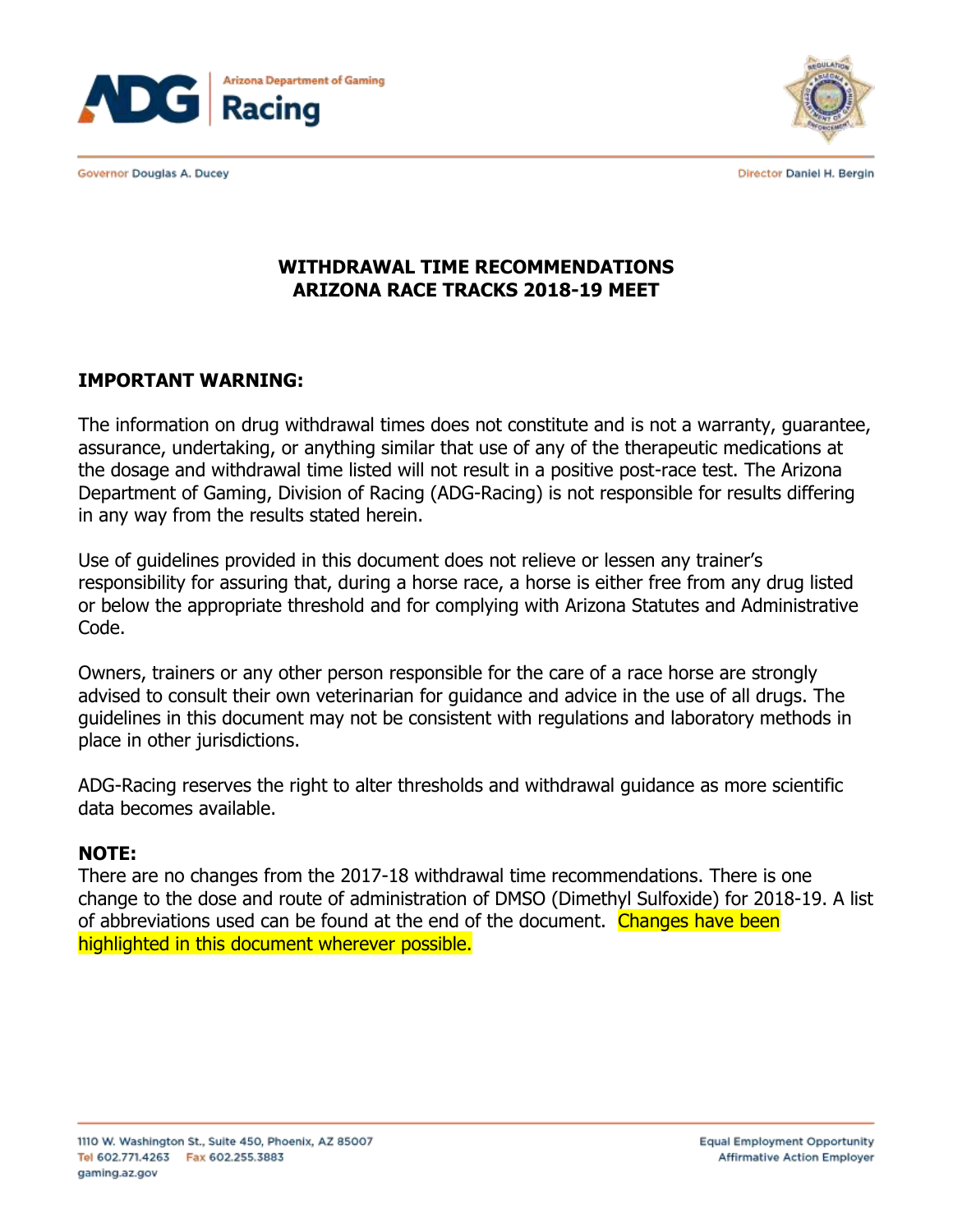Arizona Department of Gaming

**ADG | Racing**

Governor Douglas A. Ducey

Director Daniel H. Bergin

# WITHDRAWAL TIME RECOMMENDATIONS
# ARIZONA RACE TRACKS 2018-19 MEET

## IMPORTANT WARNING:

The information on drug withdrawal times does not constitute and is not a warranty, guarantee, assurance, undertaking, or anything similar that use of any of the therapeutic medications at the dosage and withdrawal time listed will not result in a positive post-race test. The Arizona Department of Gaming, Division of Racing (ADG-Racing) is not responsible for results differing in any way from the results stated herein.

Use of guidelines provided in this document does not relieve or lessen any trainer's responsibility for assuring that, during a horse race, a horse is either free from any drug listed or below the appropriate threshold and for complying with Arizona Statutes and Administrative Code.

Owners, trainers or any other person responsible for the care of a race horse are strongly advised to consult their own veterinarian for guidance and advice in the use of all drugs. The guidelines in this document may not be consistent with regulations and laboratory methods in place in other jurisdictions.

ADG-Racing reserves the right to alter thresholds and withdrawal guidance as more scientific data becomes available.

**NOTE:**
There are no changes from the 2017-18 withdrawal time recommendations. There is one change to the dose and route of administration of DMSO (Dimethyl Sulfoxide) for 2018-19. A list of abbreviations used can be found at the end of the document. Changes have been highlighted in this document wherever possible.

1110 W. Washington St., Suite 450, Phoenix, AZ 85007
Tel 602.771.4263 Fax 602.255.3883
gaming.az.gov

Equal Employment Opportunity
Affirmative Action Employer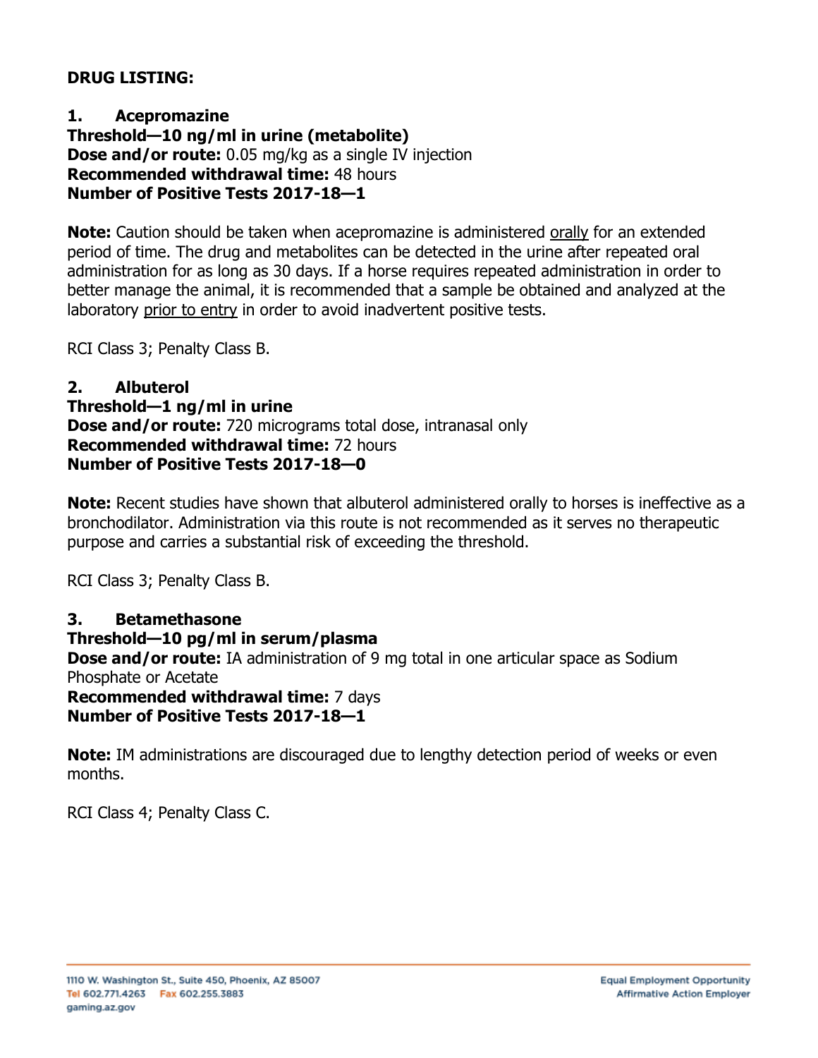**DRUG LISTING:**

**1. Acepromazine**
**Threshold—10 ng/ml in urine (metabolite)**
**Dose and/or route:** 0.05 mg/kg as a single IV injection
**Recommended withdrawal time:** 48 hours
**Number of Positive Tests 2017-18—1**

**Note:** Caution should be taken when acepromazine is administered orally for an extended period of time. The drug and metabolites can be detected in the urine after repeated oral administration for as long as 30 days. If a horse requires repeated administration in order to better manage the animal, it is recommended that a sample be obtained and analyzed at the laboratory prior to entry in order to avoid inadvertent positive tests.

RCI Class 3; Penalty Class B.

**2. Albuterol**
**Threshold—1 ng/ml in urine**
**Dose and/or route:** 720 micrograms total dose, intranasal only
**Recommended withdrawal time:** 72 hours
**Number of Positive Tests 2017-18—0**

**Note:** Recent studies have shown that albuterol administered orally to horses is ineffective as a bronchodilator. Administration via this route is not recommended as it serves no therapeutic purpose and carries a substantial risk of exceeding the threshold.

RCI Class 3; Penalty Class B.

**3. Betamethasone**
**Threshold—10 pg/ml in serum/plasma**
**Dose and/or route:** IA administration of 9 mg total in one articular space as Sodium Phosphate or Acetate
**Recommended withdrawal time:** 7 days
**Number of Positive Tests 2017-18—1**

**Note:** IM administrations are discouraged due to lengthy detection period of weeks or even months.

RCI Class 4; Penalty Class C.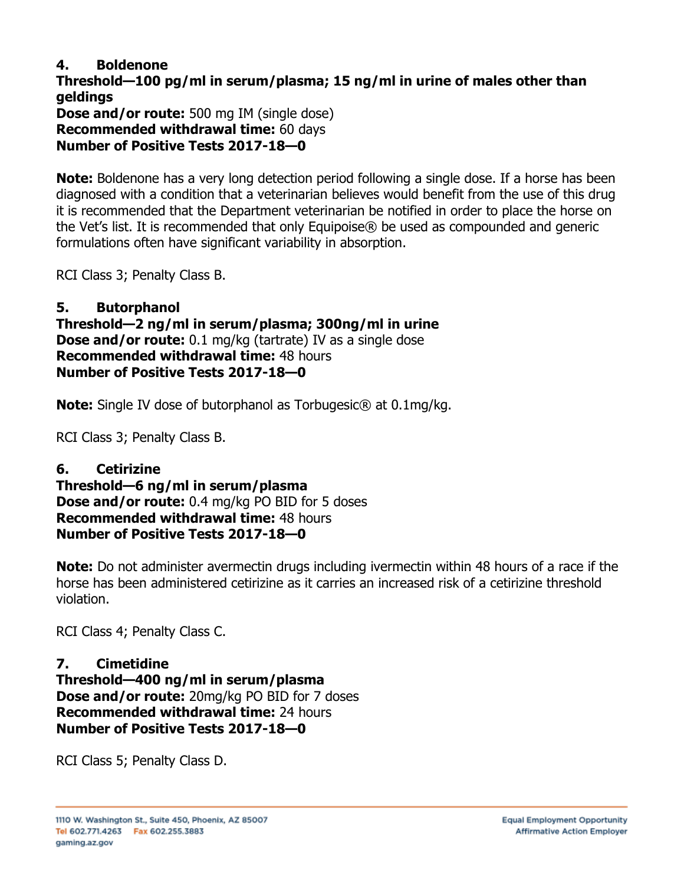### 4. Boldenone

**Threshold—100 pg/ml in serum/plasma; 15 ng/ml in urine of males other than geldings**
**Dose and/or route:** 500 mg IM (single dose)
**Recommended withdrawal time:** 60 days
**Number of Positive Tests 2017-18—0**

**Note:** Boldenone has a very long detection period following a single dose. If a horse has been diagnosed with a condition that a veterinarian believes would benefit from the use of this drug it is recommended that the Department veterinarian be notified in order to place the horse on the Vet's list. It is recommended that only Equipoise® be used as compounded and generic formulations often have significant variability in absorption.

RCI Class 3; Penalty Class B.

### 5. Butorphanol

**Threshold—2 ng/ml in serum/plasma; 300ng/ml in urine**
**Dose and/or route:** 0.1 mg/kg (tartrate) IV as a single dose
**Recommended withdrawal time:** 48 hours
**Number of Positive Tests 2017-18—0**

**Note:** Single IV dose of butorphanol as Torbugesic® at 0.1mg/kg.

RCI Class 3; Penalty Class B.

### 6. Cetirizine

**Threshold—6 ng/ml in serum/plasma**
**Dose and/or route:** 0.4 mg/kg PO BID for 5 doses
**Recommended withdrawal time:** 48 hours
**Number of Positive Tests 2017-18—0**

**Note:** Do not administer avermectin drugs including ivermectin within 48 hours of a race if the horse has been administered cetirizine as it carries an increased risk of a cetirizine threshold violation.

RCI Class 4; Penalty Class C.

### 7. Cimetidine

**Threshold—400 ng/ml in serum/plasma**
**Dose and/or route:** 20mg/kg PO BID for 7 doses
**Recommended withdrawal time:** 24 hours
**Number of Positive Tests 2017-18—0**

RCI Class 5; Penalty Class D.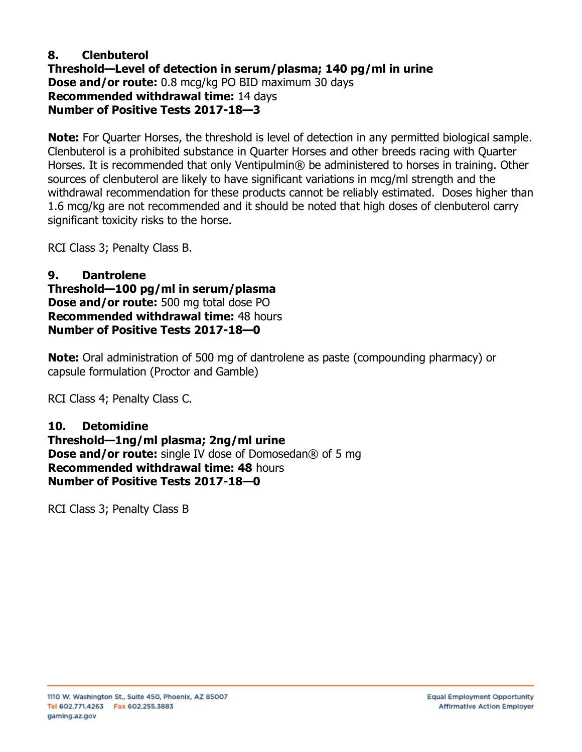**8. Clenbuterol**
**Threshold—Level of detection in serum/plasma; 140 pg/ml in urine**
**Dose and/or route:** 0.8 mcg/kg PO BID maximum 30 days
**Recommended withdrawal time:** 14 days
**Number of Positive Tests 2017-18—3**

**Note:** For Quarter Horses, the threshold is level of detection in any permitted biological sample. Clenbuterol is a prohibited substance in Quarter Horses and other breeds racing with Quarter Horses. It is recommended that only Ventipulmin® be administered to horses in training. Other sources of clenbuterol are likely to have significant variations in mcg/ml strength and the withdrawal recommendation for these products cannot be reliably estimated. Doses higher than 1.6 mcg/kg are not recommended and it should be noted that high doses of clenbuterol carry significant toxicity risks to the horse.

RCI Class 3; Penalty Class B.

**9. Dantrolene**
**Threshold—100 pg/ml in serum/plasma**
**Dose and/or route:** 500 mg total dose PO
**Recommended withdrawal time:** 48 hours
**Number of Positive Tests 2017-18—0**

**Note:** Oral administration of 500 mg of dantrolene as paste (compounding pharmacy) or capsule formulation (Proctor and Gamble)

RCI Class 4; Penalty Class C.

**10. Detomidine**
**Threshold—1ng/ml plasma; 2ng/ml urine**
**Dose and/or route:** single IV dose of Domosedan® of 5 mg
**Recommended withdrawal time: 48** hours
**Number of Positive Tests 2017-18—0**

RCI Class 3; Penalty Class B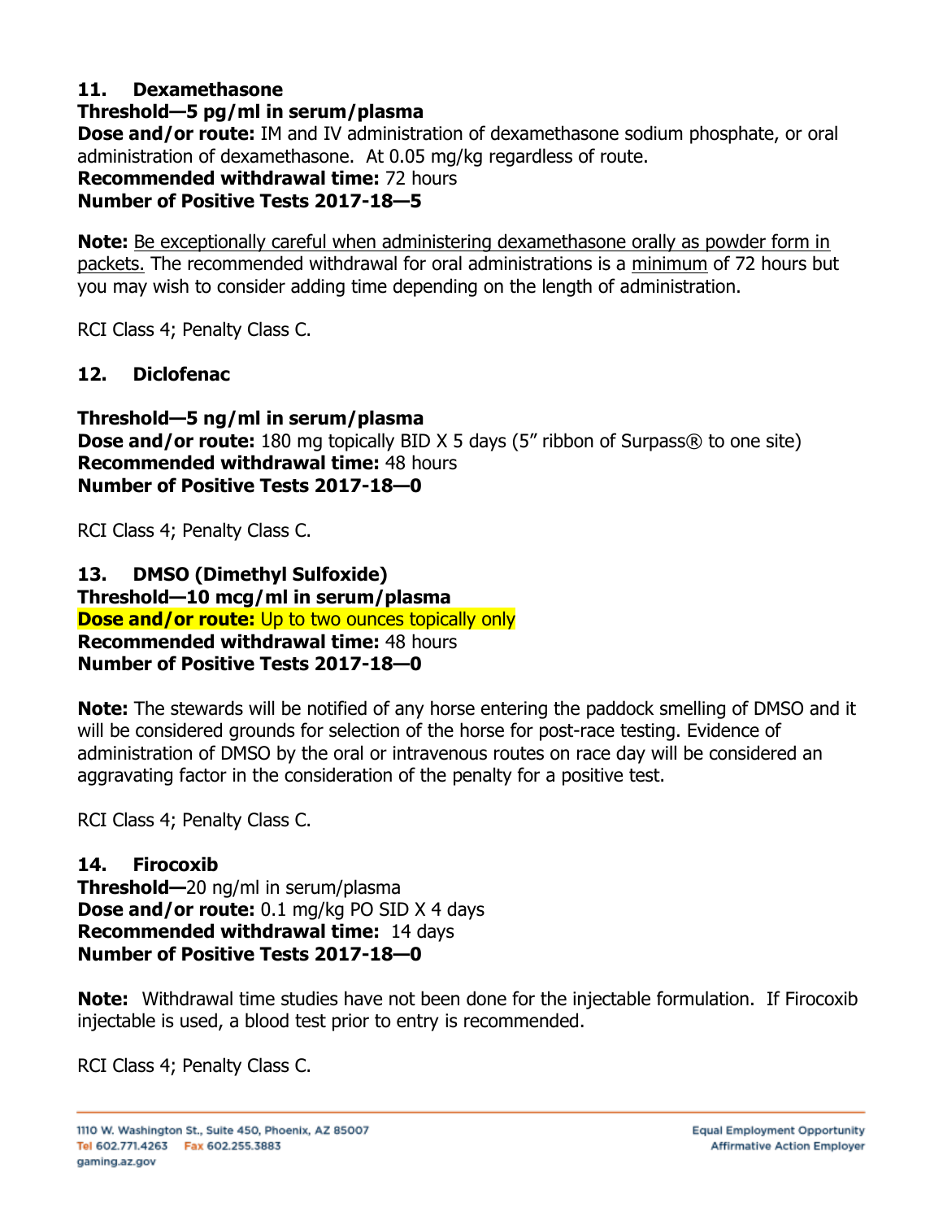### 11. Dexamethasone

**Threshold—5 pg/ml in serum/plasma**
**Dose and/or route:** IM and IV administration of dexamethasone sodium phosphate, or oral administration of dexamethasone. At 0.05 mg/kg regardless of route.
**Recommended withdrawal time:** 72 hours
**Number of Positive Tests 2017-18—5**

**Note:** Be exceptionally careful when administering dexamethasone orally as powder form in packets. The recommended withdrawal for oral administrations is a minimum of 72 hours but you may wish to consider adding time depending on the length of administration.

RCI Class 4; Penalty Class C.

### 12. Diclofenac

**Threshold—5 ng/ml in serum/plasma**
**Dose and/or route:** 180 mg topically BID X 5 days (5″ ribbon of Surpass® to one site)
**Recommended withdrawal time:** 48 hours
**Number of Positive Tests 2017-18—0**

RCI Class 4; Penalty Class C.

### 13. DMSO (Dimethyl Sulfoxide)

**Threshold—10 mcg/ml in serum/plasma**
**Dose and/or route:** Up to two ounces topically only
**Recommended withdrawal time:** 48 hours
**Number of Positive Tests 2017-18—0**

**Note:** The stewards will be notified of any horse entering the paddock smelling of DMSO and it will be considered grounds for selection of the horse for post-race testing. Evidence of administration of DMSO by the oral or intravenous routes on race day will be considered an aggravating factor in the consideration of the penalty for a positive test.

RCI Class 4; Penalty Class C.

### 14. Firocoxib

**Threshold—**20 ng/ml in serum/plasma
**Dose and/or route:** 0.1 mg/kg PO SID X 4 days
**Recommended withdrawal time:** 14 days
**Number of Positive Tests 2017-18—0**

**Note:** Withdrawal time studies have not been done for the injectable formulation. If Firocoxib injectable is used, a blood test prior to entry is recommended.

RCI Class 4; Penalty Class C.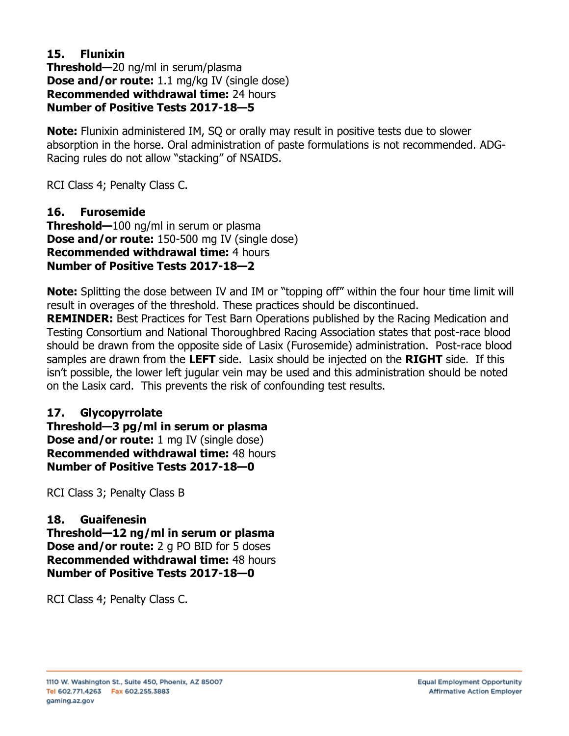### 15. Flunixin

**Threshold—**20 ng/ml in serum/plasma
**Dose and/or route:** 1.1 mg/kg IV (single dose)
**Recommended withdrawal time:** 24 hours
**Number of Positive Tests 2017-18—5**

**Note:** Flunixin administered IM, SQ or orally may result in positive tests due to slower absorption in the horse. Oral administration of paste formulations is not recommended. ADG-Racing rules do not allow "stacking" of NSAIDS.

RCI Class 4; Penalty Class C.

### 16. Furosemide

**Threshold—**100 ng/ml in serum or plasma
**Dose and/or route:** 150-500 mg IV (single dose)
**Recommended withdrawal time:** 4 hours
**Number of Positive Tests 2017-18—2**

**Note:** Splitting the dose between IV and IM or "topping off" within the four hour time limit will result in overages of the threshold. These practices should be discontinued.
**REMINDER:** Best Practices for Test Barn Operations published by the Racing Medication and Testing Consortium and National Thoroughbred Racing Association states that post-race blood should be drawn from the opposite side of Lasix (Furosemide) administration. Post-race blood samples are drawn from the **LEFT** side. Lasix should be injected on the **RIGHT** side. If this isn't possible, the lower left jugular vein may be used and this administration should be noted on the Lasix card. This prevents the risk of confounding test results.

### 17. Glycopyrrolate

**Threshold—3 pg/ml in serum or plasma**
**Dose and/or route:** 1 mg IV (single dose)
**Recommended withdrawal time:** 48 hours
**Number of Positive Tests 2017-18—0**

RCI Class 3; Penalty Class B

### 18. Guaifenesin

**Threshold—12 ng/ml in serum or plasma**
**Dose and/or route:** 2 g PO BID for 5 doses
**Recommended withdrawal time:** 48 hours
**Number of Positive Tests 2017-18—0**

RCI Class 4; Penalty Class C.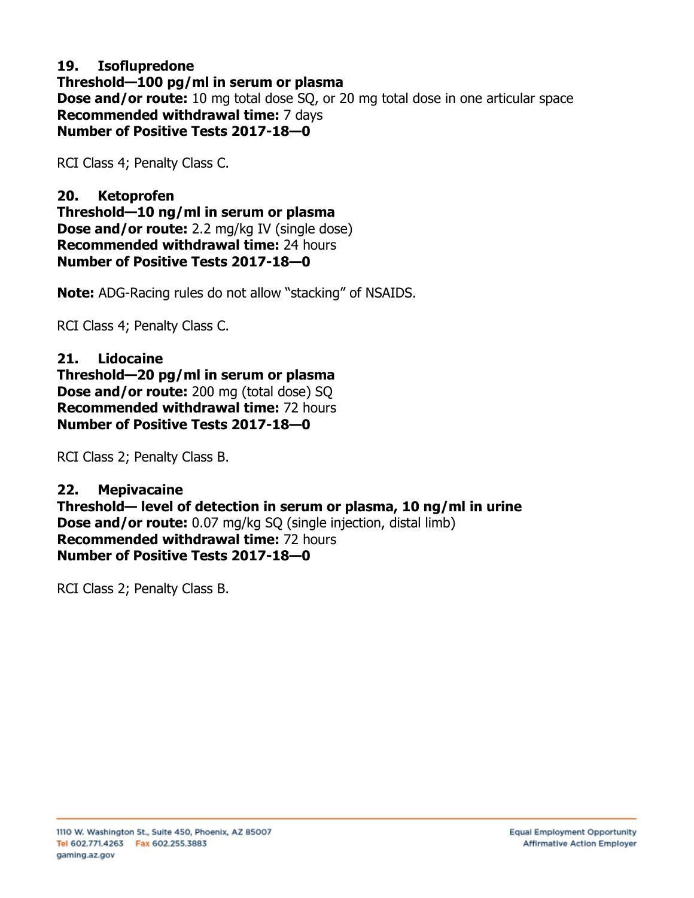**19. Isoflupredone**
**Threshold—100 pg/ml in serum or plasma**
**Dose and/or route:** 10 mg total dose SQ, or 20 mg total dose in one articular space
**Recommended withdrawal time:** 7 days
**Number of Positive Tests 2017-18—0**

RCI Class 4; Penalty Class C.

**20. Ketoprofen**
**Threshold—10 ng/ml in serum or plasma**
**Dose and/or route:** 2.2 mg/kg IV (single dose)
**Recommended withdrawal time:** 24 hours
**Number of Positive Tests 2017-18—0**

**Note:** ADG-Racing rules do not allow "stacking" of NSAIDS.

RCI Class 4; Penalty Class C.

**21. Lidocaine**
**Threshold—20 pg/ml in serum or plasma**
**Dose and/or route:** 200 mg (total dose) SQ
**Recommended withdrawal time:** 72 hours
**Number of Positive Tests 2017-18—0**

RCI Class 2; Penalty Class B.

**22. Mepivacaine**
**Threshold— level of detection in serum or plasma, 10 ng/ml in urine**
**Dose and/or route:** 0.07 mg/kg SQ (single injection, distal limb)
**Recommended withdrawal time:** 72 hours
**Number of Positive Tests 2017-18—0**

RCI Class 2; Penalty Class B.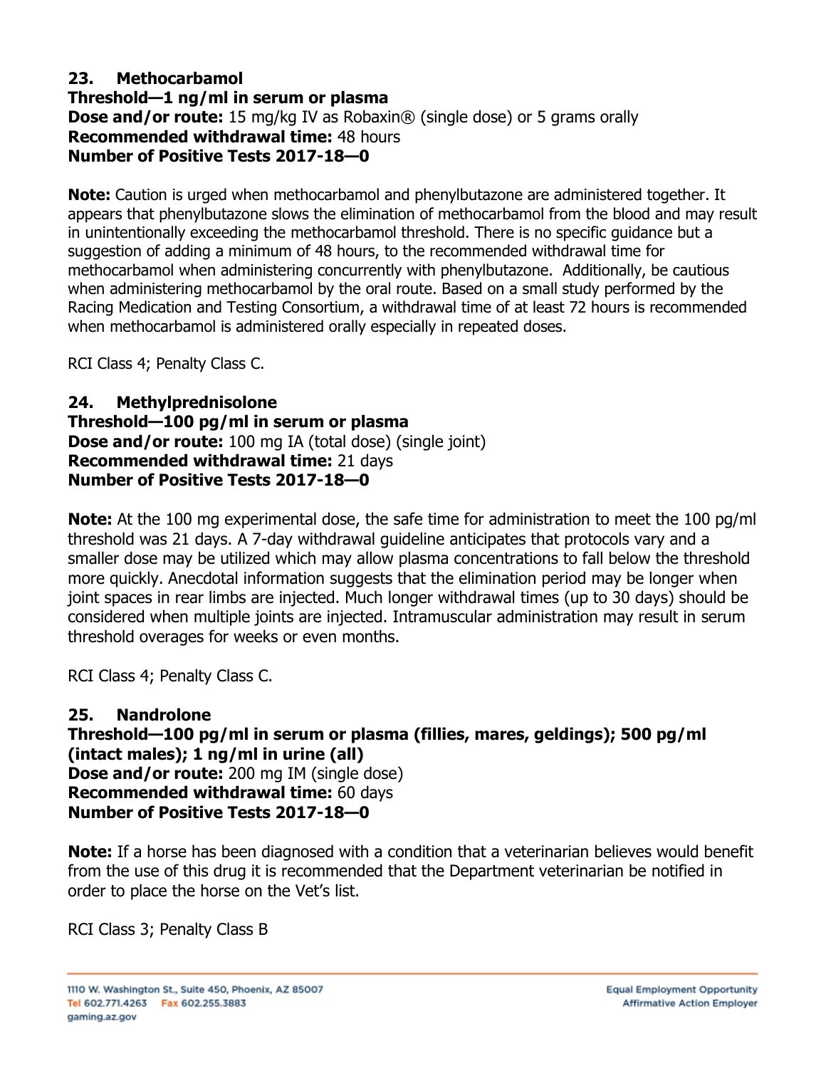### 23. Methocarbamol

**Threshold—1 ng/ml in serum or plasma**
**Dose and/or route:** 15 mg/kg IV as Robaxin® (single dose) or 5 grams orally
**Recommended withdrawal time:** 48 hours
**Number of Positive Tests 2017-18—0**

**Note:** Caution is urged when methocarbamol and phenylbutazone are administered together. It appears that phenylbutazone slows the elimination of methocarbamol from the blood and may result in unintentionally exceeding the methocarbamol threshold. There is no specific guidance but a suggestion of adding a minimum of 48 hours, to the recommended withdrawal time for methocarbamol when administering concurrently with phenylbutazone. Additionally, be cautious when administering methocarbamol by the oral route. Based on a small study performed by the Racing Medication and Testing Consortium, a withdrawal time of at least 72 hours is recommended when methocarbamol is administered orally especially in repeated doses.

RCI Class 4; Penalty Class C.

### 24. Methylprednisolone

**Threshold—100 pg/ml in serum or plasma**
**Dose and/or route:** 100 mg IA (total dose) (single joint)
**Recommended withdrawal time:** 21 days
**Number of Positive Tests 2017-18—0**

**Note:** At the 100 mg experimental dose, the safe time for administration to meet the 100 pg/ml threshold was 21 days. A 7-day withdrawal guideline anticipates that protocols vary and a smaller dose may be utilized which may allow plasma concentrations to fall below the threshold more quickly. Anecdotal information suggests that the elimination period may be longer when joint spaces in rear limbs are injected. Much longer withdrawal times (up to 30 days) should be considered when multiple joints are injected. Intramuscular administration may result in serum threshold overages for weeks or even months.

RCI Class 4; Penalty Class C.

### 25. Nandrolone

**Threshold—100 pg/ml in serum or plasma (fillies, mares, geldings); 500 pg/ml (intact males); 1 ng/ml in urine (all)**
**Dose and/or route:** 200 mg IM (single dose)
**Recommended withdrawal time:** 60 days
**Number of Positive Tests 2017-18—0**

**Note:** If a horse has been diagnosed with a condition that a veterinarian believes would benefit from the use of this drug it is recommended that the Department veterinarian be notified in order to place the horse on the Vet's list.

RCI Class 3; Penalty Class B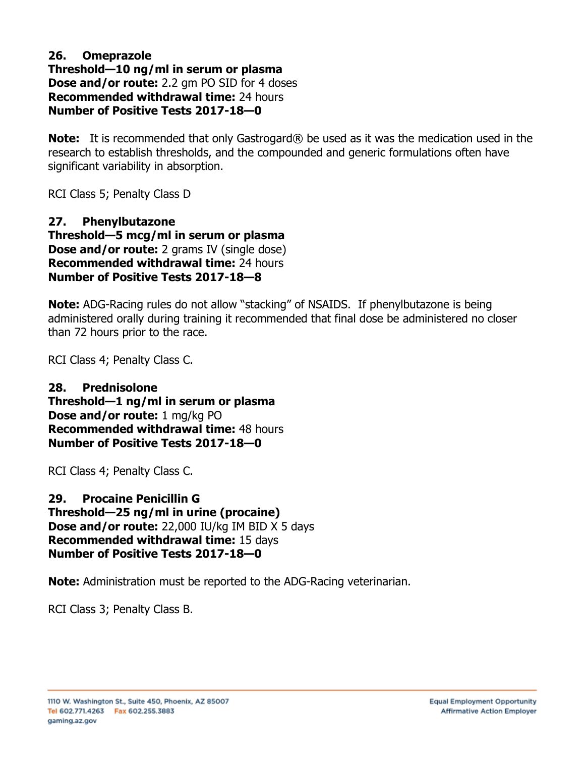**26. Omeprazole**
**Threshold—10 ng/ml in serum or plasma**
**Dose and/or route:** 2.2 gm PO SID for 4 doses
**Recommended withdrawal time:** 24 hours
**Number of Positive Tests 2017-18—0**

**Note:** It is recommended that only Gastrogard® be used as it was the medication used in the research to establish thresholds, and the compounded and generic formulations often have significant variability in absorption.

RCI Class 5; Penalty Class D

**27. Phenylbutazone**
**Threshold—5 mcg/ml in serum or plasma**
**Dose and/or route:** 2 grams IV (single dose)
**Recommended withdrawal time:** 24 hours
**Number of Positive Tests 2017-18—8**

**Note:** ADG-Racing rules do not allow "stacking" of NSAIDS. If phenylbutazone is being administered orally during training it recommended that final dose be administered no closer than 72 hours prior to the race.

RCI Class 4; Penalty Class C.

**28. Prednisolone**
**Threshold—1 ng/ml in serum or plasma**
**Dose and/or route:** 1 mg/kg PO
**Recommended withdrawal time:** 48 hours
**Number of Positive Tests 2017-18—0**

RCI Class 4; Penalty Class C.

**29. Procaine Penicillin G**
**Threshold—25 ng/ml in urine (procaine)**
**Dose and/or route:** 22,000 IU/kg IM BID X 5 days
**Recommended withdrawal time:** 15 days
**Number of Positive Tests 2017-18—0**

**Note:** Administration must be reported to the ADG-Racing veterinarian.

RCI Class 3; Penalty Class B.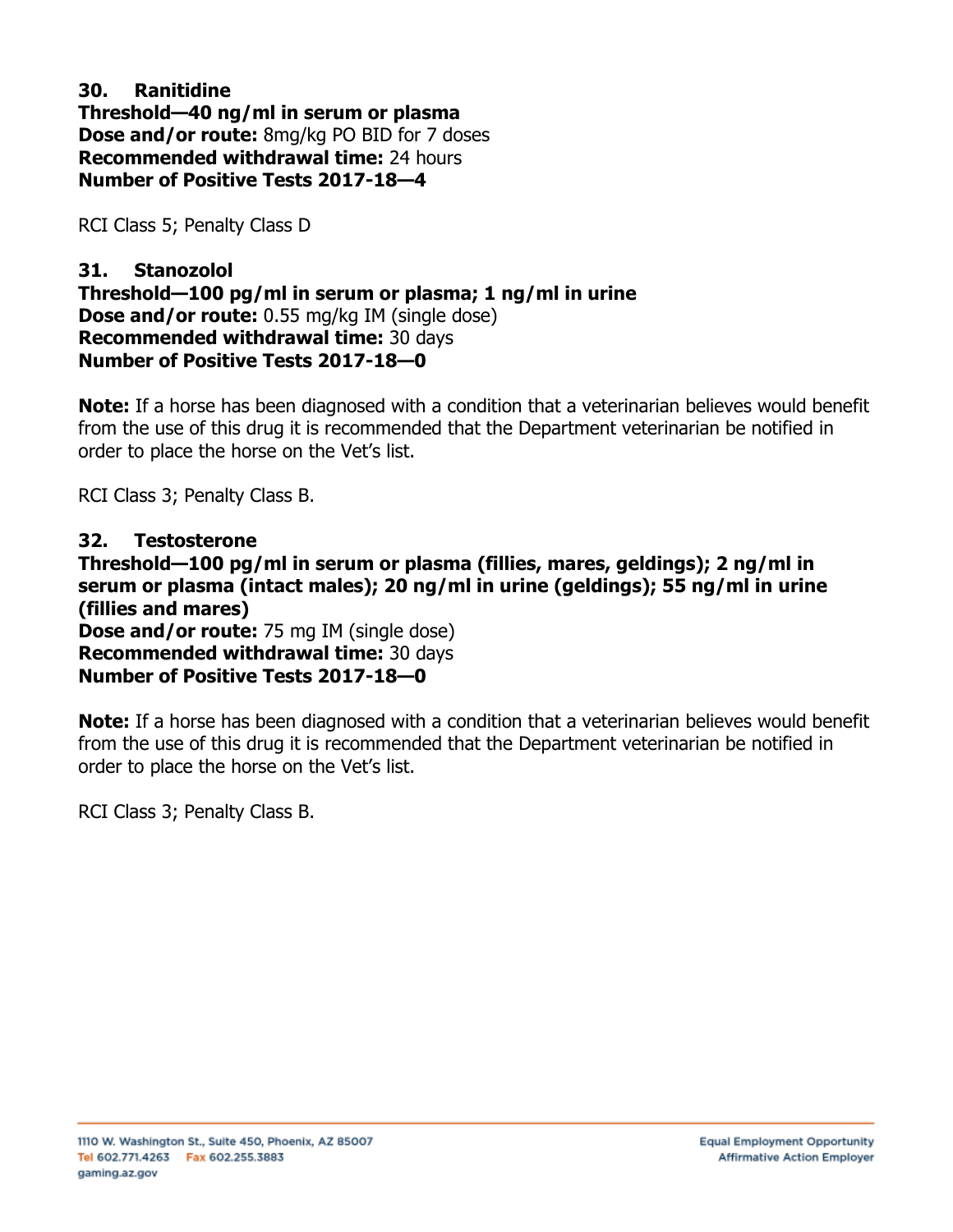**30. Ranitidine**
**Threshold—40 ng/ml in serum or plasma**
**Dose and/or route:** 8mg/kg PO BID for 7 doses
**Recommended withdrawal time:** 24 hours
**Number of Positive Tests 2017-18—4**

RCI Class 5; Penalty Class D

**31. Stanozolol**
**Threshold—100 pg/ml in serum or plasma; 1 ng/ml in urine**
**Dose and/or route:** 0.55 mg/kg IM (single dose)
**Recommended withdrawal time:** 30 days
**Number of Positive Tests 2017-18—0**

**Note:** If a horse has been diagnosed with a condition that a veterinarian believes would benefit from the use of this drug it is recommended that the Department veterinarian be notified in order to place the horse on the Vet's list.

RCI Class 3; Penalty Class B.

**32. Testosterone**
**Threshold—100 pg/ml in serum or plasma (fillies, mares, geldings); 2 ng/ml in serum or plasma (intact males); 20 ng/ml in urine (geldings); 55 ng/ml in urine (fillies and mares)**
**Dose and/or route:** 75 mg IM (single dose)
**Recommended withdrawal time:** 30 days
**Number of Positive Tests 2017-18—0**

**Note:** If a horse has been diagnosed with a condition that a veterinarian believes would benefit from the use of this drug it is recommended that the Department veterinarian be notified in order to place the horse on the Vet's list.

RCI Class 3; Penalty Class B.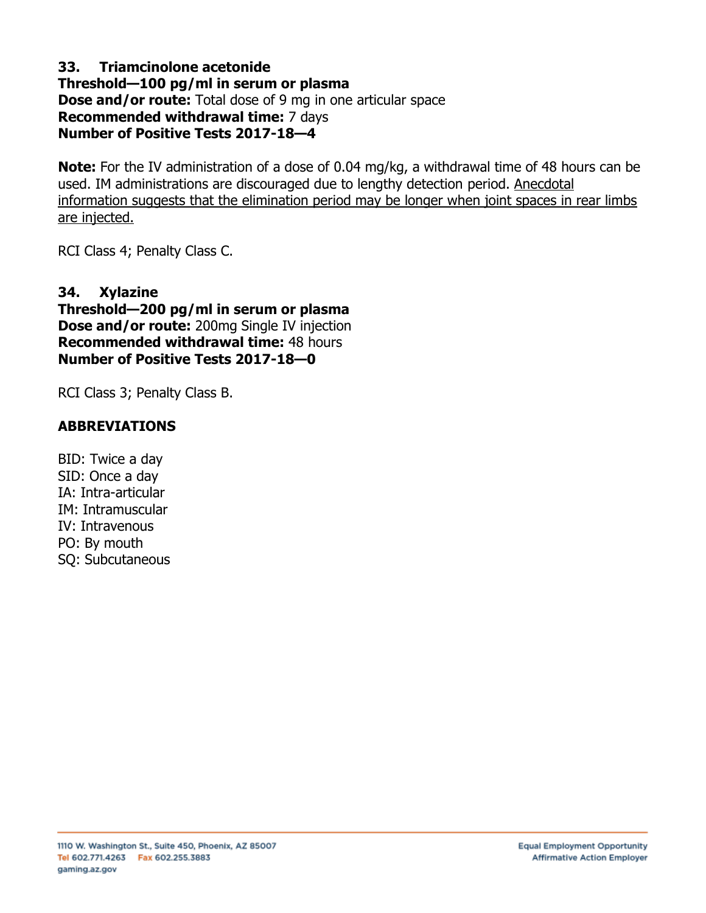**33. Triamcinolone acetonide**
**Threshold—100 pg/ml in serum or plasma**
**Dose and/or route:** Total dose of 9 mg in one articular space
**Recommended withdrawal time:** 7 days
**Number of Positive Tests 2017-18—4**

**Note:** For the IV administration of a dose of 0.04 mg/kg, a withdrawal time of 48 hours can be used. IM administrations are discouraged due to lengthy detection period. Anecdotal information suggests that the elimination period may be longer when joint spaces in rear limbs are injected.

RCI Class 4; Penalty Class C.

**34. Xylazine**
**Threshold—200 pg/ml in serum or plasma**
**Dose and/or route:** 200mg Single IV injection
**Recommended withdrawal time:** 48 hours
**Number of Positive Tests 2017-18—0**

RCI Class 3; Penalty Class B.

**ABBREVIATIONS**

BID: Twice a day
SID: Once a day
IA: Intra-articular
IM: Intramuscular
IV: Intravenous
PO: By mouth
SQ: Subcutaneous